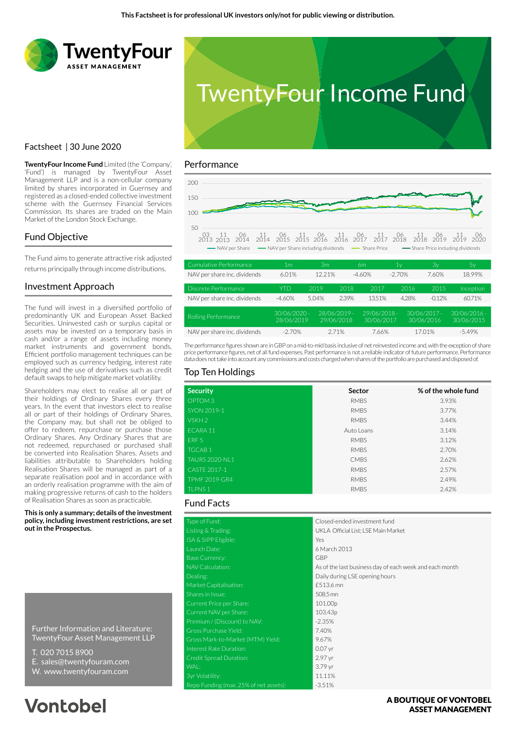This Factsheet is for professional UK investors only/not for public viewing or distribution.

# TwentyFour Income Fund

Factsheet | 30 June 2020

**TwentyFour Income Fund** Limited (the 'Company', 'Fund') is managed by TwentyFour Asset Management LLP and is a non-cellular company limited by shares incorporated in Guernsey and registered as a closed-ended collective investment scheme with the Guernsey Financial Services Commission. Its shares are traded on the Main Market of the London Stock Exchange.

## Fund Objective

The Fund aims to generate attractive risk adjusted returns principally through income distributions.

## Investment Approach

The fund will invest in a diversified portfolio of predominantly UK and European Asset Backed Securities. Uninvested cash or surplus capital or assets may be invested on a temporary basis in cash and/or a range of assets including money market instruments and government bonds. Efficient portfolio management techniques can be employed such as currency hedging, interest rate hedging and the use of derivatives such as credit default swaps to help mitigate market volatility.

Shareholders may elect to realise all or part of their holdings of Ordinary Shares every three years. In the event that investors elect to realise all or part of their holdings of Ordinary Shares, the Company may, but shall not be obliged to offer to redeem, repurchase or purchase those Ordinary Shares. Any Ordinary Shares that are not redeemed, repurchased or purchased shall be converted into Realisation Shares. Assets and liabilities attributable to Shareholders holding Realisation Shares will be managed as part of a separate realisation pool and in accordance with an orderly realisation programme with the aim of making progressive returns of cash to the holders of Realisation Shares as soon as practicable.

**This is only a summary; details of the investment policy, including investment restrictions, are set out in the Prospectus.**

Further Information and Literature:
TwentyFour Asset Management LLP

T. 020 7015 8900
E. sales@twentyfouram.com
W. www.twentyfouram.com

## Performance

Chart legend: NAV per Share — NAV per Share including dividends — Share Price — Share Price including dividends (x-axis 03 2013 to 06 2020; y-axis 50–200)

| Cumulative Performance | 1m | 3m | 6m | 1y | 3y | 5y |
|---|---|---|---|---|---|---|
| NAV per share inc. dividends | 6.01% | 12.21% | -4.60% | -2.70% | 7.60% | 18.99% |

| Discrete Performance | YTD | 2019 | 2018 | 2017 | 2016 | 2015 | Inception |
|---|---|---|---|---|---|---|---|
| NAV per share inc. dividends | -4.60% | 5.04% | 2.39% | 13.51% | 4.28% | -0.12% | 60.71% |

| Rolling Performance | 30/06/2020 - 28/06/2019 | 28/06/2019 - 29/06/2018 | 29/06/2018 - 30/06/2017 | 30/06/2017 - 30/06/2016 | 30/06/2016 - 30/06/2015 |
|---|---|---|---|---|---|
| NAV per share inc. dividends | -2.70% | 2.71% | 7.66% | 17.01% | -5.49% |

The performance figures shown are in GBP on a mid-to-mid basis inclusive of net reinvested income and, with the exception of share price performance figures, net of all fund expenses. Past performance is not a reliable indicator of future performance. Performance data does not take into account any commissions and costs charged when shares of the portfolio are purchased and disposed of.

## Top Ten Holdings

| Security | Sector | % of the whole fund |
|---|---|---|
| OPTOM 3 | RMBS | 3.93% |
| SYON 2019-1 | RMBS | 3.77% |
| VSKH 2 | RMBS | 3.44% |
| ECARA 11 | Auto Loans | 3.14% |
| ERF 5 | RMBS | 3.12% |
| TGCAB 1 | RMBS | 2.70% |
| TAURS 2020-NL1 | CMBS | 2.62% |
| CASTE 2017-1 | RMBS | 2.57% |
| TPMF 2019-GR4 | RMBS | 2.49% |
| TLPNS 1 | RMBS | 2.42% |

## Fund Facts

| | |
|---|---|
| Type of Fund: | Closed-ended investment fund |
| Listing & Trading: | UKLA Official List; LSE Main Market |
| ISA & SIPP Eligible: | Yes |
| Launch Date: | 6 March 2013 |
| Base Currency: | GBP |
| NAV Calculation: | As of the last business day of each week and each month |
| Dealing: | Daily during LSE opening hours |
| Market Capitalisation: | £513.6 mn |
| Shares in Issue: | 508.5 mn |
| Current Price per Share: | 101.00p |
| Current NAV per Share: | 103.43p |
| Premium / (Discount) to NAV: | -2.35% |
| Gross Purchase Yield: | 7.40% |
| Gross Mark-to-Market (MTM) Yield: | 9.67% |
| Interest Rate Duration: | 0.07 yr |
| Credit Spread Duration: | 2.97 yr |
| WAL: | 3.79 yr |
| 3yr Volatility: | 11.11% |
| Repo Funding (max. 25% of net assets): | -3.51% |

Vontobel

**A BOUTIQUE OF VONTOBEL ASSET MANAGEMENT**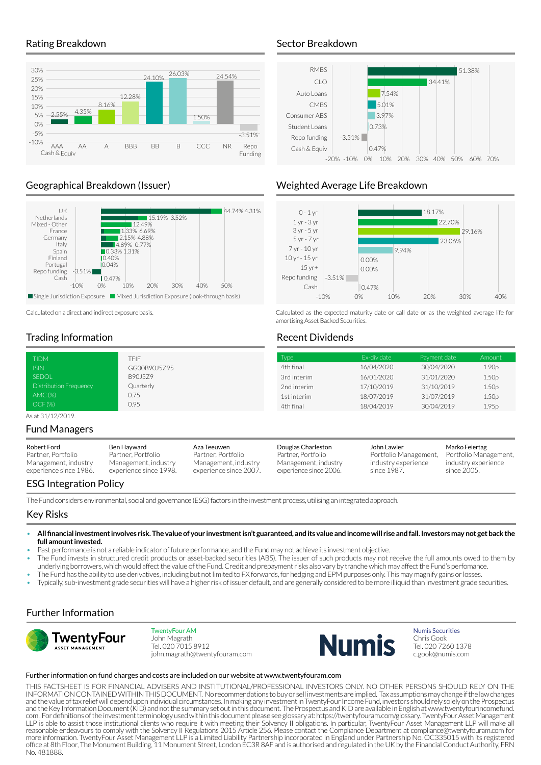## Rating Breakdown

30%
25%
20%
15%
10%
5%
0%
-5%
-10%

2.55% 4.35% 8.16% 12.28% 24.10% 26.03% 1.50% 24.54% -3.51%

AAA Cash & Equiv, AA, A, BBB, BB, B, CCC, NR, Repo Funding

## Sector Breakdown

RMBS 51.38%
CLO 34.41%
Auto Loans 7.54%
CMBS 5.01%
Consumer ABS 3.97%
Student Loans 0.73%
Repo funding -3.51%
Cash & Equiv 0.47%

-20% -10% 0% 10% 20% 30% 40% 50% 60% 70%

## Geographical Breakdown (Issuer)

UK 44.74% 4.31%
Netherlands 15.19% 3.52%
Mixed - Other 12.49%
France 1.33% 6.69%
Germany 2.15% 4.88%
Italy 4.89% 0.77%
Spain 0.33% 1.31%
Finland 0.40%
Portugal 0.04%
Repo funding -3.51%
Cash 0.47%

-10% 0% 10% 20% 30% 40% 50%

Single Jurisdiction Exposure   Mixed Jurisdiction Exposure (look-through basis)

Calculated on a direct and indirect exposure basis.

## Weighted Average Life Breakdown

0 - 1 yr 18.17%
1 yr - 3 yr 22.70%
3 yr - 5 yr 29.16%
5 yr - 7 yr 23.06%
7 yr - 10 yr 9.94%
10 yr - 15 yr 0.00%
15 yr+ 0.00%
Repo funding -3.51%
Cash 0.47%

-10% 0% 10% 20% 30% 40%

Calculated as the expected maturity date or call date or as the weighted average life for amortising Asset Backed Securities.

## Trading Information

| | |
|---|---|
| TIDM | TFIF |
| ISIN | GG00B90J5Z95 |
| SEDOL | B90J5Z9 |
| Distribution Frequency | Quarterly |
| AMC (%) | 0.75 |
| OCF (%) | 0.95 |

As at 31/12/2019.

## Recent Dividends

| Type | Ex-div date | Payment date | Amount |
|---|---|---|---|
| 4th final | 16/04/2020 | 30/04/2020 | 1.90p |
| 3rd interim | 16/01/2020 | 31/01/2020 | 1.50p |
| 2nd interim | 17/10/2019 | 31/10/2019 | 1.50p |
| 1st interim | 18/07/2019 | 31/07/2019 | 1.50p |
| 4th final | 18/04/2019 | 30/04/2019 | 1.95p |

## Fund Managers

**Robert Ford**
Partner, Portfolio Management, industry experience since 1986.

**Ben Hayward**
Partner, Portfolio Management, industry experience since 1998.

**Aza Teeuwen**
Partner, Portfolio Management, industry experience since 2007.

**Douglas Charleston**
Partner, Portfolio Management, industry experience since 2006.

**John Lawler**
Portfolio Management, industry experience since 1987.

**Marko Feiertag**
Portfolio Management, industry experience since 2005.

## ESG Integration Policy

The Fund considers environmental, social and governance (ESG) factors in the investment process, utilising an integrated approach.

## Key Risks

- **All financial investment involves risk. The value of your investment isn't guaranteed, and its value and income will rise and fall. Investors may not get back the full amount invested.**
- Past performance is not a reliable indicator of future performance, and the Fund may not achieve its investment objective.
- The Fund invests in structured credit products or asset-backed securities (ABS). The issuer of such products may not receive the full amounts owed to them by underlying borrowers, which would affect the value of the Fund. Credit and prepayment risks also vary by tranche which may affect the Fund's perfomance.
- The Fund has the ability to use derivatives, including but not limited to FX forwards, for hedging and EPM purposes only. This may magnify gains or losses.
- Typically, sub-investment grade securities will have a higher risk of issuer default, and are generally considered to be more illiquid than investment grade securities.

## Further Information

TwentyFour ASSET MANAGEMENT

TwentyFour AM
John Magrath
Tel. 020 7015 8912
john.magrath@twentyfouram.com

Numis

Numis Securities
Chris Gook
Tel. 020 7260 1378
c.gook@numis.com

Further information on fund charges and costs are included on our website at www.twentyfouram.com

THIS FACTSHEET IS FOR FINANCIAL ADVISERS AND INSTITUTIONAL/PROFESSIONAL INVESTORS ONLY. NO OTHER PERSONS SHOULD RELY ON THE INFORMATION CONTAINED WITHIN THIS DOCUMENT. No recommendations to buy or sell investments are implied. Tax assumptions may change if the law changes and the value of tax relief will depend upon individual circumstances. In making any investment in TwentyFour Income Fund, investors should rely solely on the Prospectus and the Key Information Document (KID) and not the summary set out in this document. The Prospectus and KID are available in English at www.twentyfourincomefund.com. For definitions of the investment terminology used within this document please see glossary at: https://twentyfouram.com/glossary. TwentyFour Asset Management LLP is able to assist those institutional clients who require it with meeting their Solvency II obligations. In particular, TwentyFour Asset Management LLP will make all reasonable endeavours to comply with the Solvency II Regulations 2015 Article 256. Please contact the Compliance Department at compliance@twentyfouram.com for more information. TwentyFour Asset Management LLP is a Limited Liability Partnership incorporated in England under Partnership No. OC335015 with its registered office at 8th Floor, The Monument Building, 11 Monument Street, London EC3R 8AF and is authorised and regulated in the UK by the Financial Conduct Authority, FRN No. 481888.